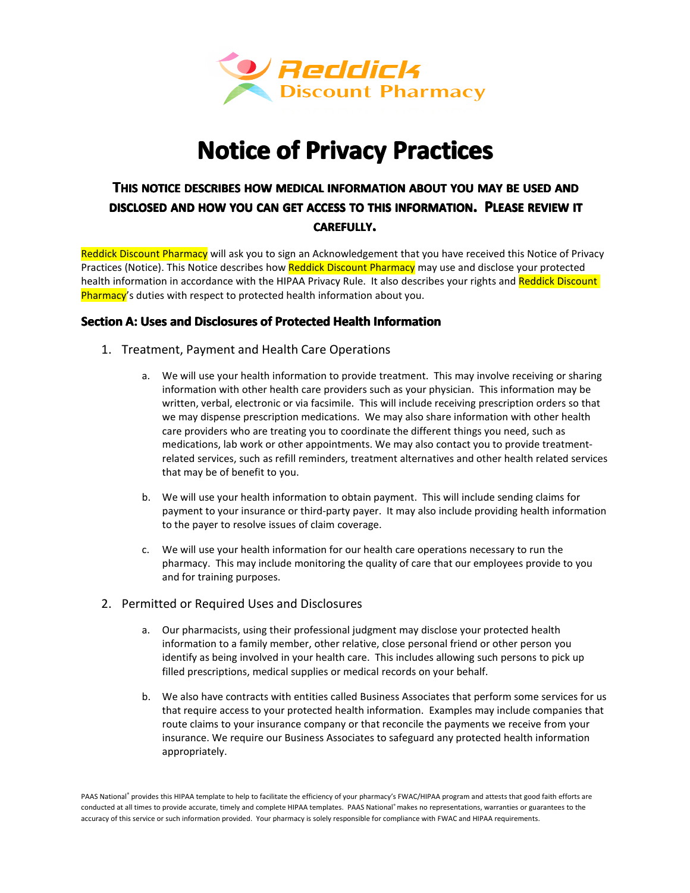Reddick Discount Pharmacy

# Notice of Privacy Practices

### THIS NOTICE DESCRIBES HOW MEDICAL INFORMATION ABOUT YOU MAY BE USED AND DISCLOSED AND HOW YOU CAN GET ACCESS TO THIS INFORMATION. PLEASE REVIEW IT CAREFULLY.

Reddick Discount Pharmacy will ask you to sign an Acknowledgement that you have received this Notice of Privacy Practices (Notice). This Notice describes how Reddick Discount Pharmacy may use and disclose your protected health information in accordance with the HIPAA Privacy Rule. It also describes your rights and Reddick Discount Pharmacy's duties with respect to protected health information about you.

## Section A: Uses and Disclosures of Protected Health Information

1. Treatment, Payment and Health Care Operations

   a. We will use your health information to provide treatment. This may involve receiving or sharing information with other health care providers such as your physician. This information may be written, verbal, electronic or via facsimile. This will include receiving prescription orders so that we may dispense prescription medications. We may also share information with other health care providers who are treating you to coordinate the different things you need, such as medications, lab work or other appointments. We may also contact you to provide treatment-related services, such as refill reminders, treatment alternatives and other health related services that may be of benefit to you.

   b. We will use your health information to obtain payment. This will include sending claims for payment to your insurance or third-party payer. It may also include providing health information to the payer to resolve issues of claim coverage.

   c. We will use your health information for our health care operations necessary to run the pharmacy. This may include monitoring the quality of care that our employees provide to you and for training purposes.

2. Permitted or Required Uses and Disclosures

   a. Our pharmacists, using their professional judgment may disclose your protected health information to a family member, other relative, close personal friend or other person you identify as being involved in your health care. This includes allowing such persons to pick up filled prescriptions, medical supplies or medical records on your behalf.

   b. We also have contracts with entities called Business Associates that perform some services for us that require access to your protected health information. Examples may include companies that route claims to your insurance company or that reconcile the payments we receive from your insurance. We require our Business Associates to safeguard any protected health information appropriately.

PAAS National® provides this HIPAA template to help to facilitate the efficiency of your pharmacy's FWAC/HIPAA program and attests that good faith efforts are conducted at all times to provide accurate, timely and complete HIPAA templates. PAAS National® makes no representations, warranties or guarantees to the accuracy of this service or such information provided. Your pharmacy is solely responsible for compliance with FWAC and HIPAA requirements.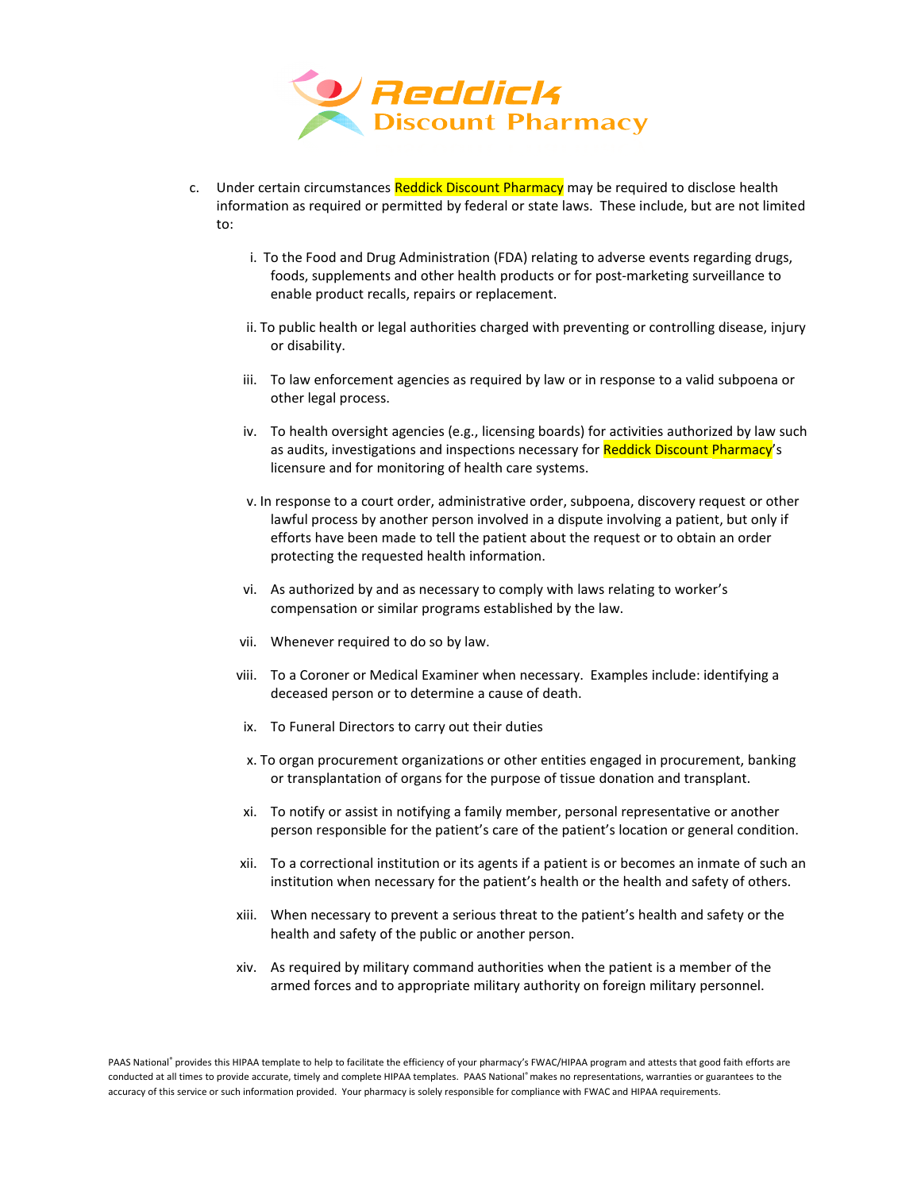c. Under certain circumstances Reddick Discount Pharmacy may be required to disclose health information as required or permitted by federal or state laws. These include, but are not limited to:

    i. To the Food and Drug Administration (FDA) relating to adverse events regarding drugs, foods, supplements and other health products or for post-marketing surveillance to enable product recalls, repairs or replacement.

    ii. To public health or legal authorities charged with preventing or controlling disease, injury or disability.

    iii. To law enforcement agencies as required by law or in response to a valid subpoena or other legal process.

    iv. To health oversight agencies (e.g., licensing boards) for activities authorized by law such as audits, investigations and inspections necessary for Reddick Discount Pharmacy's licensure and for monitoring of health care systems.

    v. In response to a court order, administrative order, subpoena, discovery request or other lawful process by another person involved in a dispute involving a patient, but only if efforts have been made to tell the patient about the request or to obtain an order protecting the requested health information.

    vi. As authorized by and as necessary to comply with laws relating to worker's compensation or similar programs established by the law.

    vii. Whenever required to do so by law.

    viii. To a Coroner or Medical Examiner when necessary. Examples include: identifying a deceased person or to determine a cause of death.

    ix. To Funeral Directors to carry out their duties

    x. To organ procurement organizations or other entities engaged in procurement, banking or transplantation of organs for the purpose of tissue donation and transplant.

    xi. To notify or assist in notifying a family member, personal representative or another person responsible for the patient's care of the patient's location or general condition.

    xii. To a correctional institution or its agents if a patient is or becomes an inmate of such an institution when necessary for the patient's health or the health and safety of others.

    xiii. When necessary to prevent a serious threat to the patient's health and safety or the health and safety of the public or another person.

    xiv. As required by military command authorities when the patient is a member of the armed forces and to appropriate military authority on foreign military personnel.

PAAS National® provides this HIPAA template to help to facilitate the efficiency of your pharmacy's FWAC/HIPAA program and attests that good faith efforts are conducted at all times to provide accurate, timely and complete HIPAA templates. PAAS National® makes no representations, warranties or guarantees to the accuracy of this service or such information provided. Your pharmacy is solely responsible for compliance with FWAC and HIPAA requirements.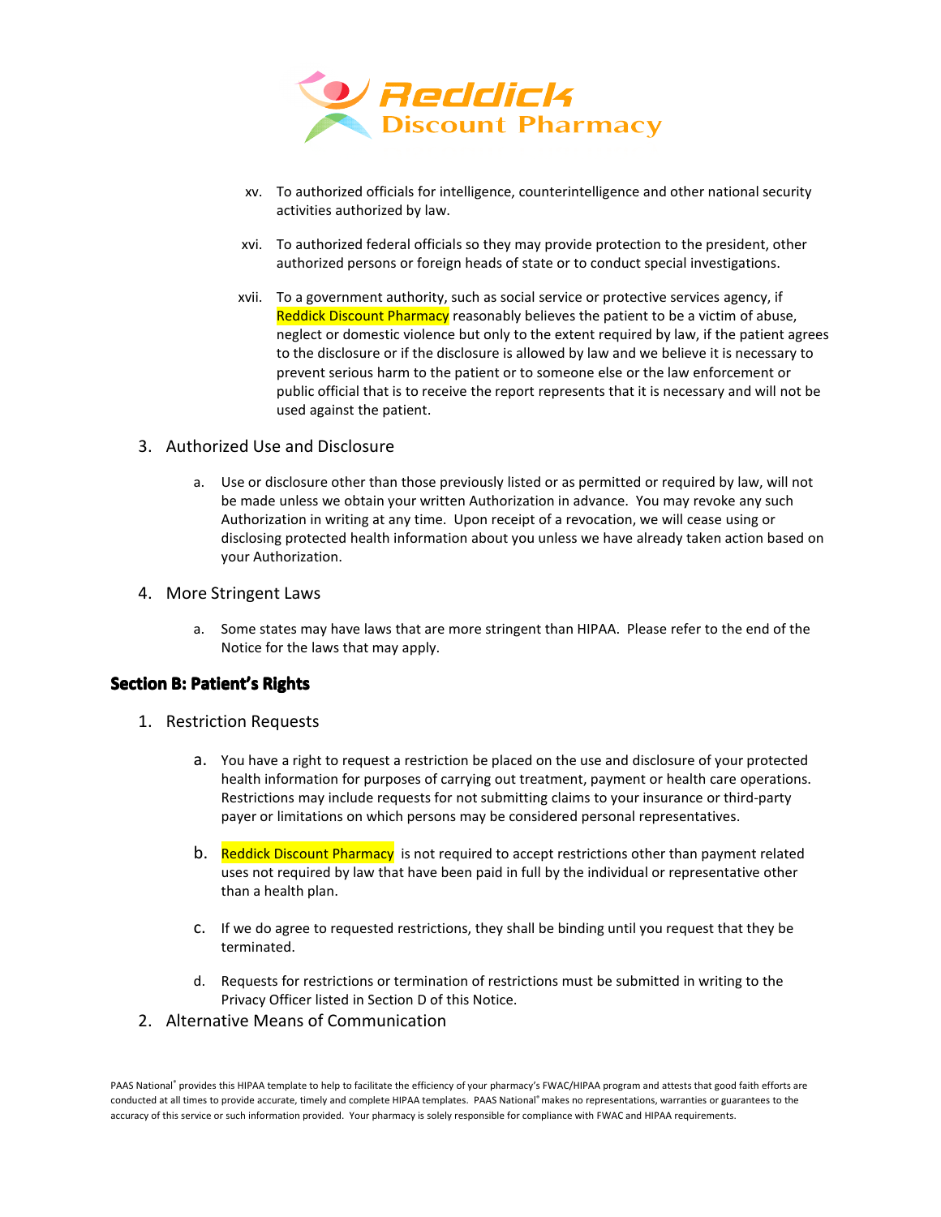xv. To authorized officials for intelligence, counterintelligence and other national security activities authorized by law.

xvi. To authorized federal officials so they may provide protection to the president, other authorized persons or foreign heads of state or to conduct special investigations.

xvii. To a government authority, such as social service or protective services agency, if Reddick Discount Pharmacy reasonably believes the patient to be a victim of abuse, neglect or domestic violence but only to the extent required by law, if the patient agrees to the disclosure or if the disclosure is allowed by law and we believe it is necessary to prevent serious harm to the patient or to someone else or the law enforcement or public official that is to receive the report represents that it is necessary and will not be used against the patient.

3. Authorized Use and Disclosure

   a. Use or disclosure other than those previously listed or as permitted or required by law, will not be made unless we obtain your written Authorization in advance. You may revoke any such Authorization in writing at any time. Upon receipt of a revocation, we will cease using or disclosing protected health information about you unless we have already taken action based on your Authorization.

4. More Stringent Laws

   a. Some states may have laws that are more stringent than HIPAA. Please refer to the end of the Notice for the laws that may apply.

## Section B: Patient's Rights

1. Restriction Requests

   a. You have a right to request a restriction be placed on the use and disclosure of your protected health information for purposes of carrying out treatment, payment or health care operations. Restrictions may include requests for not submitting claims to your insurance or third-party payer or limitations on which persons may be considered personal representatives.

   b. Reddick Discount Pharmacy is not required to accept restrictions other than payment related uses not required by law that have been paid in full by the individual or representative other than a health plan.

   c. If we do agree to requested restrictions, they shall be binding until you request that they be terminated.

   d. Requests for restrictions or termination of restrictions must be submitted in writing to the Privacy Officer listed in Section D of this Notice.

2. Alternative Means of Communication

PAAS National® provides this HIPAA template to help to facilitate the efficiency of your pharmacy's FWAC/HIPAA program and attests that good faith efforts are conducted at all times to provide accurate, timely and complete HIPAA templates. PAAS National® makes no representations, warranties or guarantees to the accuracy of this service or such information provided. Your pharmacy is solely responsible for compliance with FWAC and HIPAA requirements.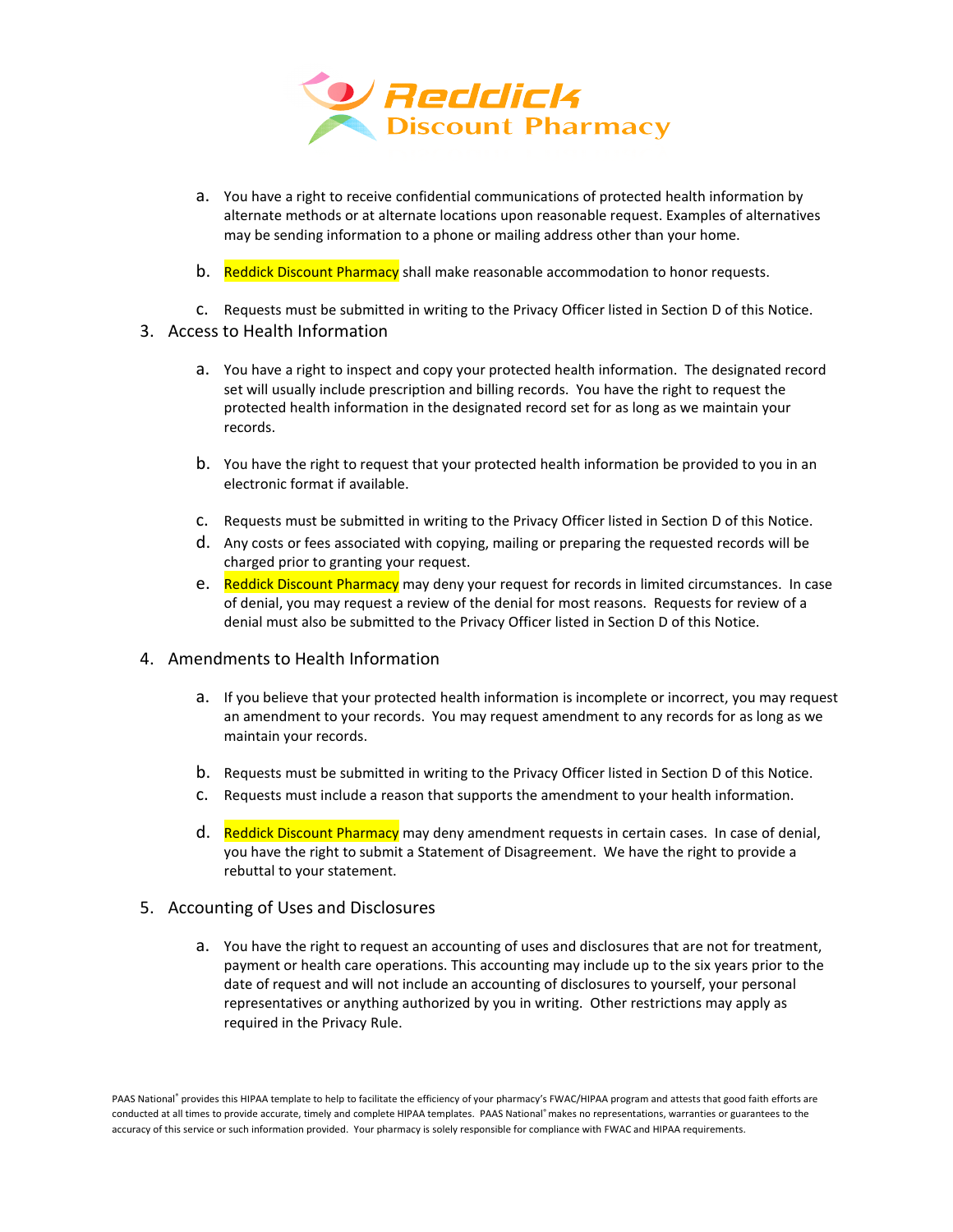a. You have a right to receive confidential communications of protected health information by alternate methods or at alternate locations upon reasonable request. Examples of alternatives may be sending information to a phone or mailing address other than your home.

b. Reddick Discount Pharmacy shall make reasonable accommodation to honor requests.

c. Requests must be submitted in writing to the Privacy Officer listed in Section D of this Notice.

3. Access to Health Information

a. You have a right to inspect and copy your protected health information. The designated record set will usually include prescription and billing records. You have the right to request the protected health information in the designated record set for as long as we maintain your records.

b. You have the right to request that your protected health information be provided to you in an electronic format if available.

c. Requests must be submitted in writing to the Privacy Officer listed in Section D of this Notice.

d. Any costs or fees associated with copying, mailing or preparing the requested records will be charged prior to granting your request.

e. Reddick Discount Pharmacy may deny your request for records in limited circumstances. In case of denial, you may request a review of the denial for most reasons. Requests for review of a denial must also be submitted to the Privacy Officer listed in Section D of this Notice.

4. Amendments to Health Information

a. If you believe that your protected health information is incomplete or incorrect, you may request an amendment to your records. You may request amendment to any records for as long as we maintain your records.

b. Requests must be submitted in writing to the Privacy Officer listed in Section D of this Notice.

c. Requests must include a reason that supports the amendment to your health information.

d. Reddick Discount Pharmacy may deny amendment requests in certain cases. In case of denial, you have the right to submit a Statement of Disagreement. We have the right to provide a rebuttal to your statement.

5. Accounting of Uses and Disclosures

a. You have the right to request an accounting of uses and disclosures that are not for treatment, payment or health care operations. This accounting may include up to the six years prior to the date of request and will not include an accounting of disclosures to yourself, your personal representatives or anything authorized by you in writing. Other restrictions may apply as required in the Privacy Rule.

PAAS National® provides this HIPAA template to help to facilitate the efficiency of your pharmacy's FWAC/HIPAA program and attests that good faith efforts are conducted at all times to provide accurate, timely and complete HIPAA templates. PAAS National® makes no representations, warranties or guarantees to the accuracy of this service or such information provided. Your pharmacy is solely responsible for compliance with FWAC and HIPAA requirements.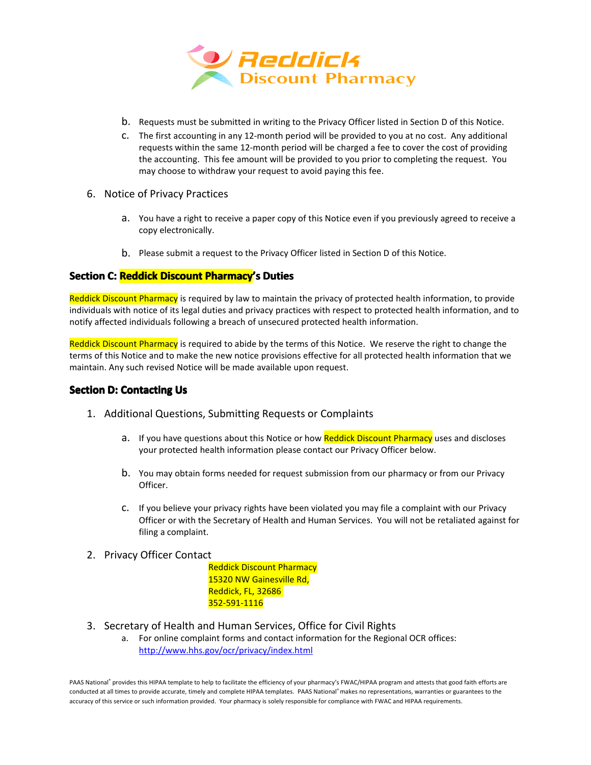b. Requests must be submitted in writing to the Privacy Officer listed in Section D of this Notice.

c. The first accounting in any 12-month period will be provided to you at no cost. Any additional requests within the same 12-month period will be charged a fee to cover the cost of providing the accounting. This fee amount will be provided to you prior to completing the request. You may choose to withdraw your request to avoid paying this fee.

6. Notice of Privacy Practices

   a. You have a right to receive a paper copy of this Notice even if you previously agreed to receive a copy electronically.

   b. Please submit a request to the Privacy Officer listed in Section D of this Notice.

## Section C: Reddick Discount Pharmacy's Duties

Reddick Discount Pharmacy is required by law to maintain the privacy of protected health information, to provide individuals with notice of its legal duties and privacy practices with respect to protected health information, and to notify affected individuals following a breach of unsecured protected health information.

Reddick Discount Pharmacy is required to abide by the terms of this Notice. We reserve the right to change the terms of this Notice and to make the new notice provisions effective for all protected health information that we maintain. Any such revised Notice will be made available upon request.

## Section D: Contacting Us

1. Additional Questions, Submitting Requests or Complaints

   a. If you have questions about this Notice or how Reddick Discount Pharmacy uses and discloses your protected health information please contact our Privacy Officer below.

   b. You may obtain forms needed for request submission from our pharmacy or from our Privacy Officer.

   c. If you believe your privacy rights have been violated you may file a complaint with our Privacy Officer or with the Secretary of Health and Human Services. You will not be retaliated against for filing a complaint.

2. Privacy Officer Contact

   Reddick Discount Pharmacy
   15320 NW Gainesville Rd,
   Reddick, FL, 32686
   352-591-1116

3. Secretary of Health and Human Services, Office for Civil Rights

   a. For online complaint forms and contact information for the Regional OCR offices: http://www.hhs.gov/ocr/privacy/index.html

PAAS National® provides this HIPAA template to help to facilitate the efficiency of your pharmacy's FWAC/HIPAA program and attests that good faith efforts are conducted at all times to provide accurate, timely and complete HIPAA templates. PAAS National® makes no representations, warranties or guarantees to the accuracy of this service or such information provided. Your pharmacy is solely responsible for compliance with FWAC and HIPAA requirements.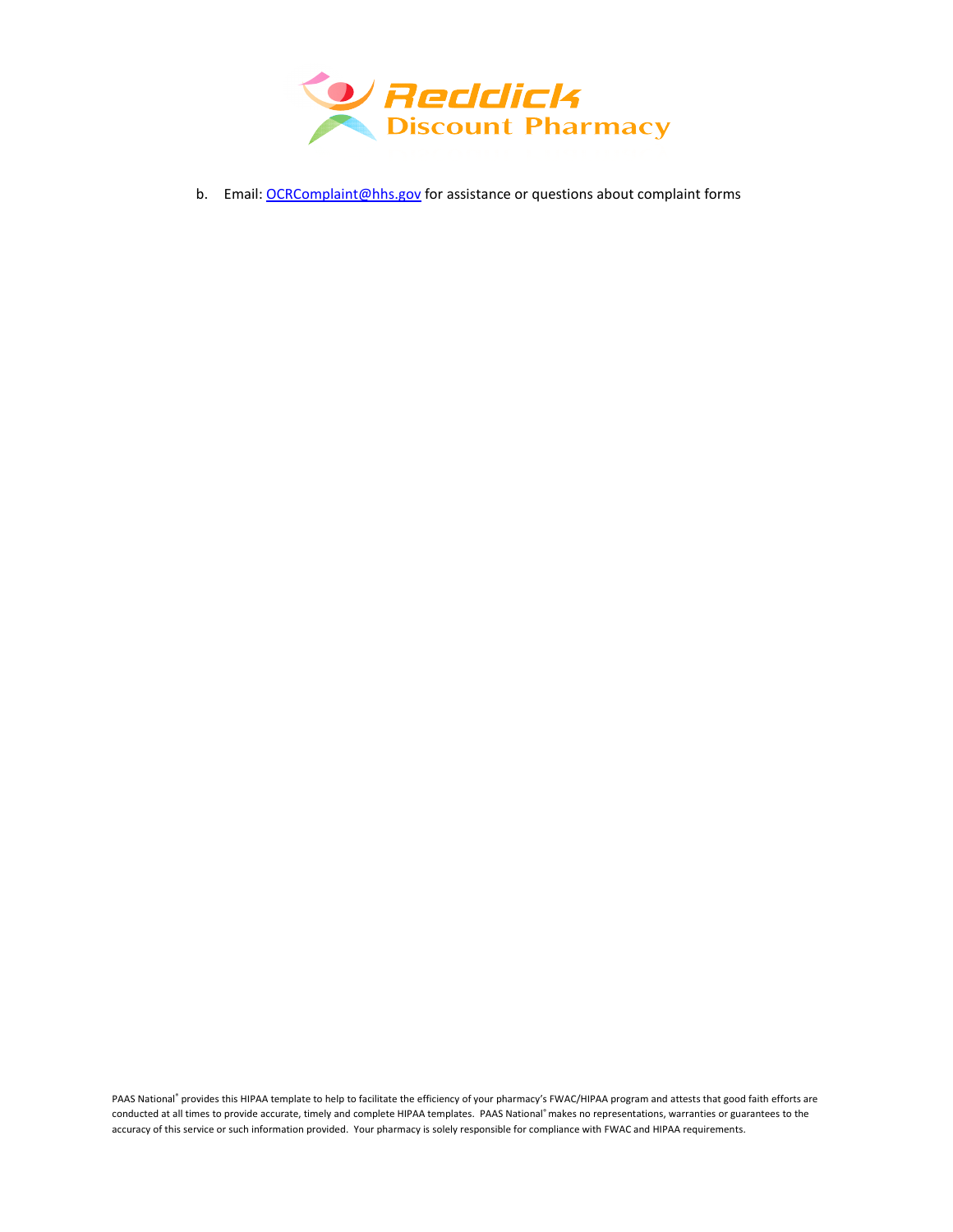b. Email: [OCRComplaint@hhs.gov](mailto:OCRComplaint@hhs.gov) for assistance or questions about complaint forms

PAAS National® provides this HIPAA template to help to facilitate the efficiency of your pharmacy's FWAC/HIPAA program and attests that good faith efforts are conducted at all times to provide accurate, timely and complete HIPAA templates. PAAS National® makes no representations, warranties or guarantees to the accuracy of this service or such information provided. Your pharmacy is solely responsible for compliance with FWAC and HIPAA requirements.